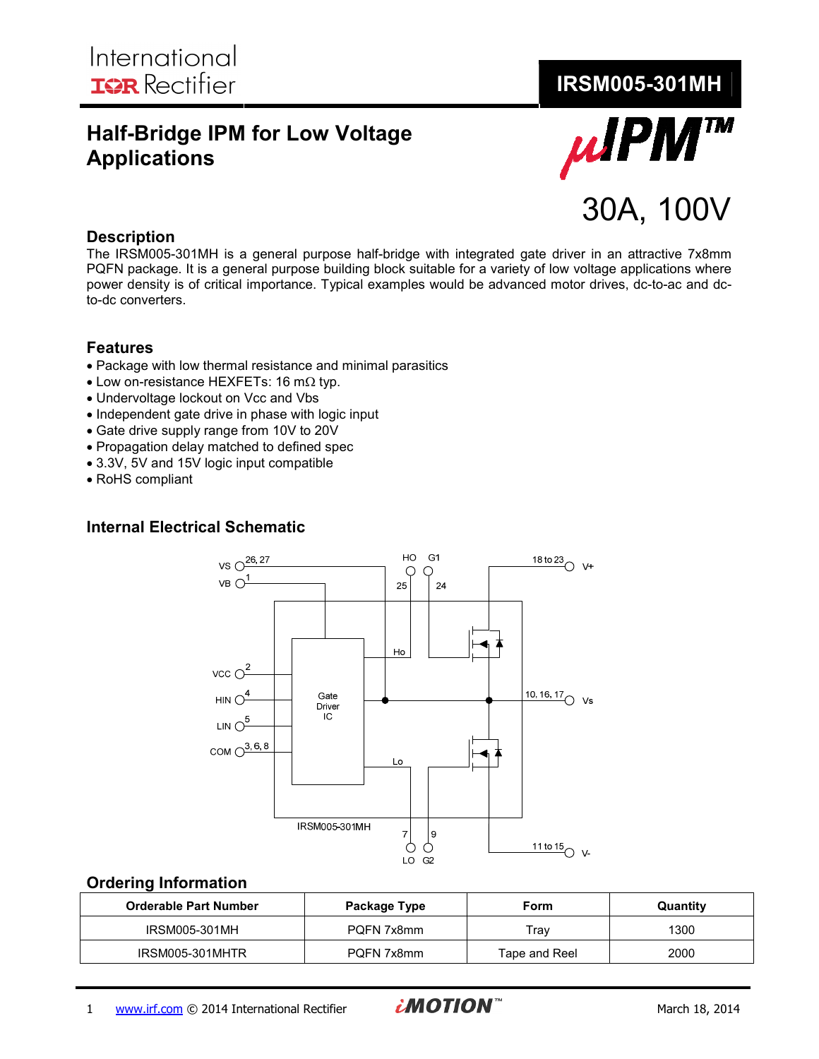International
IOR Rectifier

# IRSM005-301MH

## Half-Bridge IPM for Low Voltage Applications

μIPM™

30A, 100V

### Description

The IRSM005-301MH is a general purpose half-bridge with integrated gate driver in an attractive 7x8mm PQFN package. It is a general purpose building block suitable for a variety of low voltage applications where power density is of critical importance. Typical examples would be advanced motor drives, dc-to-ac and dc-to-dc converters.

### Features

- Package with low thermal resistance and minimal parasitics
- Low on-resistance HEXFETs: 16 mΩ typ.
- Undervoltage lockout on Vcc and Vbs
- Independent gate drive in phase with logic input
- Gate drive supply range from 10V to 20V
- Propagation delay matched to defined spec
- 3.3V, 5V and 15V logic input compatible
- RoHS compliant

### Internal Electrical Schematic

### Ordering Information

| Orderable Part Number | Package Type | Form | Quantity |
|---|---|---|---|
| IRSM005-301MH | PQFN 7x8mm | Tray | 1300 |
| IRSM005-301MHTR | PQFN 7x8mm | Tape and Reel | 2000 |

www.irf.com © 2014 International Rectifier iMOTION™ March 18, 2014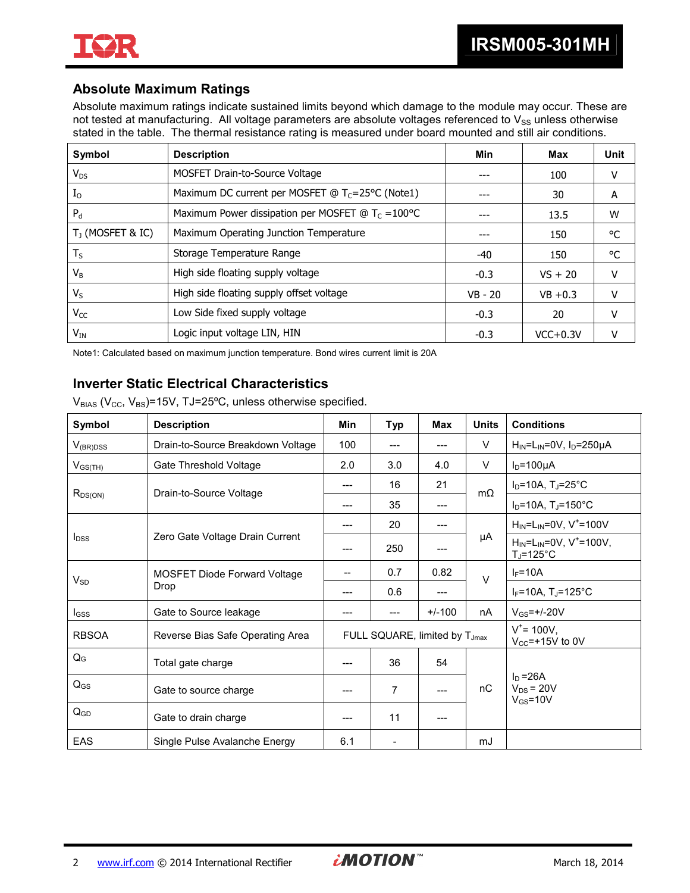## Absolute Maximum Ratings

Absolute maximum ratings indicate sustained limits beyond which damage to the module may occur. These are not tested at manufacturing. All voltage parameters are absolute voltages referenced to $V_{SS}$ unless otherwise stated in the table. The thermal resistance rating is measured under board mounted and still air conditions.

| Symbol | Description | Min | Max | Unit |
|---|---|---|---|---|
| $V_{DS}$ | MOSFET Drain-to-Source Voltage | --- | 100 | V |
| $I_O$ | Maximum DC current per MOSFET @ $T_C$=25°C (Note1) | --- | 30 | A |
| $P_d$ | Maximum Power dissipation per MOSFET @ $T_C$ =100°C | --- | 13.5 | W |
| $T_J$ (MOSFET & IC) | Maximum Operating Junction Temperature | --- | 150 | °C |
| $T_S$ | Storage Temperature Range | -40 | 150 | °C |
| $V_B$ | High side floating supply voltage | -0.3 | VS + 20 | V |
| $V_S$ | High side floating supply offset voltage | VB - 20 | VB +0.3 | V |
| $V_{CC}$ | Low Side fixed supply voltage | -0.3 | 20 | V |
| $V_{IN}$ | Logic input voltage LIN, HIN | -0.3 | VCC+0.3V | V |

Note1: Calculated based on maximum junction temperature. Bond wires current limit is 20A

## Inverter Static Electrical Characteristics

$V_{BIAS}$ ($V_{CC}$, $V_{BS}$)=15V, TJ=25ºC, unless otherwise specified.

| Symbol | Description | Min | Typ | Max | Units | Conditions |
|---|---|---|---|---|---|---|
| $V_{(BR)DSS}$ | Drain-to-Source Breakdown Voltage | 100 | --- | --- | V | $H_{IN}$=$L_{IN}$=0V, $I_D$=250µA |
| $V_{GS(TH)}$ | Gate Threshold Voltage | 2.0 | 3.0 | 4.0 | V | $I_D$=100µA |
| $R_{DS(ON)}$ | Drain-to-Source Voltage | --- | 16 | 21 | mΩ | $I_D$=10A, $T_J$=25°C |
| | | --- | 35 | --- | | $I_D$=10A, $T_J$=150°C |
| $I_{DSS}$ | Zero Gate Voltage Drain Current | --- | 20 | --- | µA | $H_{IN}$=$L_{IN}$=0V, $V^+$=100V |
| | | --- | 250 | --- | | $H_{IN}$=$L_{IN}$=0V, $V^+$=100V, $T_J$=125°C |
| $V_{SD}$ | MOSFET Diode Forward Voltage Drop | -- | 0.7 | 0.82 | V | $I_F$=10A |
| | | --- | 0.6 | --- | | $I_F$=10A, $T_J$=125°C |
| $I_{GSS}$ | Gate to Source leakage | --- | --- | +/-100 | nA | $V_{GS}$=+/-20V |
| RBSOA | Reverse Bias Safe Operating Area | FULL SQUARE, limited by $T_{Jmax}$ | | | | $V^+$= 100V, $V_{CC}$=+15V to 0V |
| $Q_G$ | Total gate charge | --- | 36 | 54 | nC | $I_D$ =26A, $V_{DS}$ = 20V, $V_{GS}$=10V |
| $Q_{GS}$ | Gate to source charge | --- | 7 | --- | | |
| $Q_{GD}$ | Gate to drain charge | --- | 11 | --- | | |
| EAS | Single Pulse Avalanche Energy | 6.1 | - | | mJ | |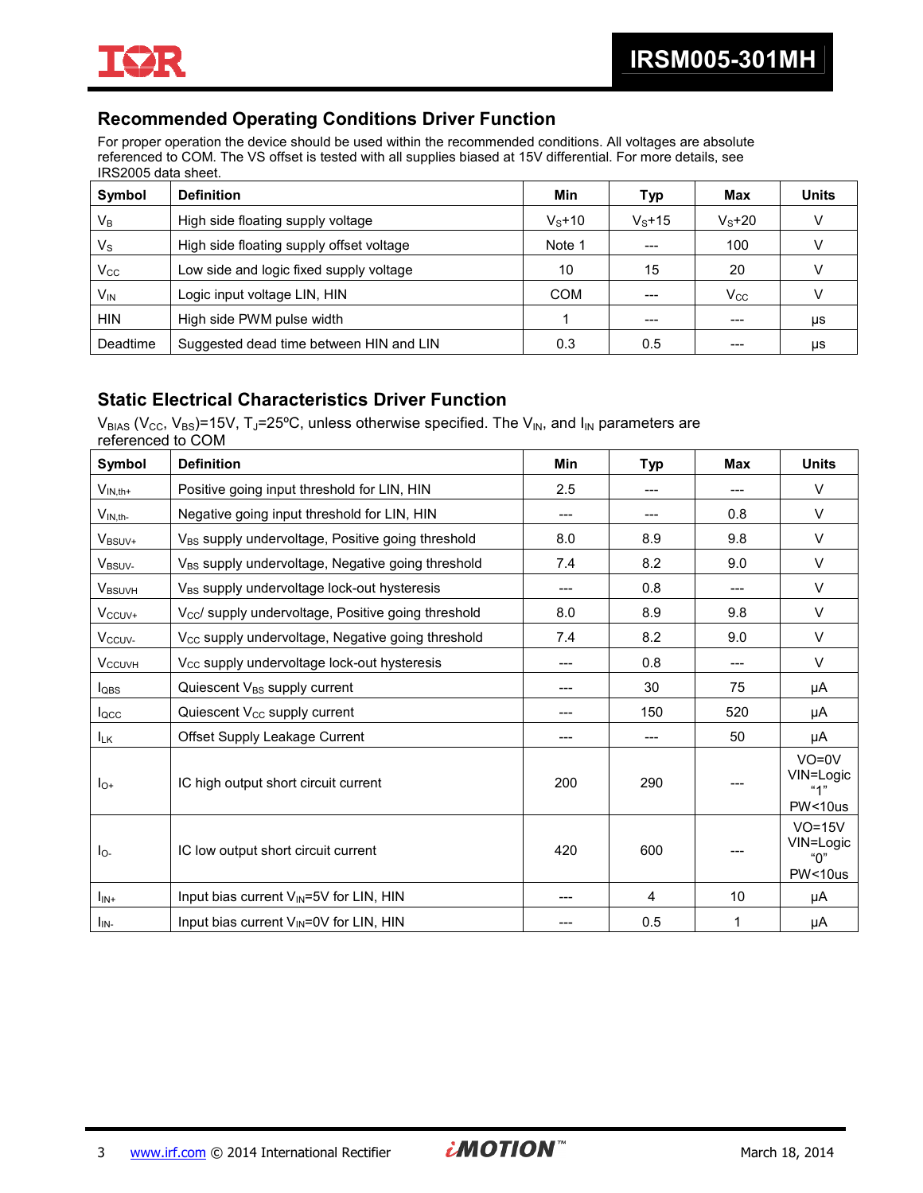## Recommended Operating Conditions Driver Function

For proper operation the device should be used within the recommended conditions. All voltages are absolute referenced to COM. The VS offset is tested with all supplies biased at 15V differential. For more details, see IRS2005 data sheet.

| Symbol | Definition | Min | Typ | Max | Units |
|---|---|---|---|---|---|
| $V_B$ | High side floating supply voltage | $V_S$+10 | $V_S$+15 | $V_S$+20 | V |
| $V_S$ | High side floating supply offset voltage | Note 1 | --- | 100 | V |
| $V_{CC}$ | Low side and logic fixed supply voltage | 10 | 15 | 20 | V |
| $V_{IN}$ | Logic input voltage LIN, HIN | COM | --- | $V_{CC}$ | V |
| HIN | High side PWM pulse width | 1 | --- | --- | µs |
| Deadtime | Suggested dead time between HIN and LIN | 0.3 | 0.5 | --- | µs |

## Static Electrical Characteristics Driver Function

$V_{BIAS}$ ($V_{CC}$, $V_{BS}$)=15V, $T_J$=25ºC, unless otherwise specified. The $V_{IN}$, and $I_{IN}$ parameters are referenced to COM

| Symbol | Definition | Min | Typ | Max | Units |
|---|---|---|---|---|---|
| $V_{IN,th+}$ | Positive going input threshold for LIN, HIN | 2.5 | --- | --- | V |
| $V_{IN,th-}$ | Negative going input threshold for LIN, HIN | --- | --- | 0.8 | V |
| $V_{BSUV+}$ | $V_{BS}$ supply undervoltage, Positive going threshold | 8.0 | 8.9 | 9.8 | V |
| $V_{BSUV-}$ | $V_{BS}$ supply undervoltage, Negative going threshold | 7.4 | 8.2 | 9.0 | V |
| $V_{BSUVH}$ | $V_{BS}$ supply undervoltage lock-out hysteresis | --- | 0.8 | --- | V |
| $V_{CCUV+}$ | $V_{CC}$/ supply undervoltage, Positive going threshold | 8.0 | 8.9 | 9.8 | V |
| $V_{CCUV-}$ | $V_{CC}$ supply undervoltage, Negative going threshold | 7.4 | 8.2 | 9.0 | V |
| $V_{CCUVH}$ | $V_{CC}$ supply undervoltage lock-out hysteresis | --- | 0.8 | --- | V |
| $I_{QBS}$ | Quiescent $V_{BS}$ supply current | --- | 30 | 75 | µA |
| $I_{QCC}$ | Quiescent $V_{CC}$ supply current | --- | 150 | 520 | µA |
| $I_{LK}$ | Offset Supply Leakage Current | --- | --- | 50 | µA |
| $I_{O+}$ | IC high output short circuit current | 200 | 290 | --- | VO=0V VIN=Logic "1" PW<10us |
| $I_{O-}$ | IC low output short circuit current | 420 | 600 | --- | VO=15V VIN=Logic "0" PW<10us |
| $I_{IN+}$ | Input bias current $V_{IN}$=5V for LIN, HIN | --- | 4 | 10 | µA |
| $I_{IN-}$ | Input bias current $V_{IN}$=0V for LIN, HIN | --- | 0.5 | 1 | µA |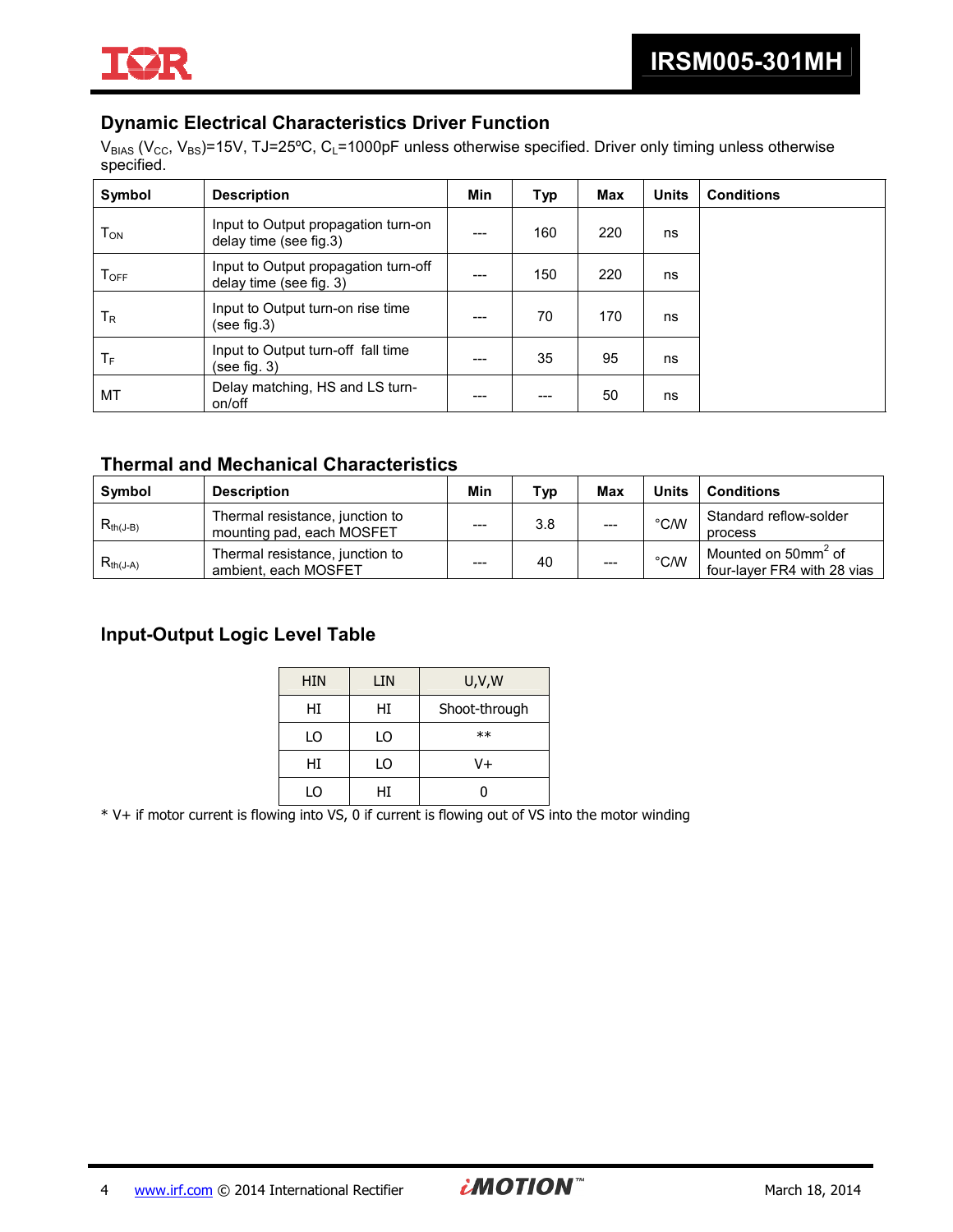## Dynamic Electrical Characteristics Driver Function

$V_{BIAS}$ ($V_{CC}$, $V_{BS}$)=15V, TJ=25ºC, $C_L$=1000pF unless otherwise specified. Driver only timing unless otherwise specified.

| Symbol | Description | Min | Typ | Max | Units | Conditions |
|---|---|---|---|---|---|---|
| $T_{ON}$ | Input to Output propagation turn-on delay time (see fig.3) | --- | 160 | 220 | ns | |
| $T_{OFF}$ | Input to Output propagation turn-off delay time (see fig. 3) | --- | 150 | 220 | ns | |
| $T_R$ | Input to Output turn-on rise time (see fig.3) | --- | 70 | 170 | ns | |
| $T_F$ | Input to Output turn-off fall time (see fig. 3) | --- | 35 | 95 | ns | |
| MT | Delay matching, HS and LS turn-on/off | --- | --- | 50 | ns | |

## Thermal and Mechanical Characteristics

| Symbol | Description | Min | Typ | Max | Units | Conditions |
|---|---|---|---|---|---|---|
| $R_{th(J-B)}$ | Thermal resistance, junction to mounting pad, each MOSFET | --- | 3.8 | --- | °C/W | Standard reflow-solder process |
| $R_{th(J-A)}$ | Thermal resistance, junction to ambient, each MOSFET | --- | 40 | --- | °C/W | Mounted on 50mm$^2$ of four-layer FR4 with 28 vias |

## Input-Output Logic Level Table

| HIN | LIN | U,V,W |
|---|---|---|
| HI | HI | Shoot-through |
| LO | LO | ** |
| HI | LO | V+ |
| LO | HI | 0 |

* V+ if motor current is flowing into VS, 0 if current is flowing out of VS into the motor winding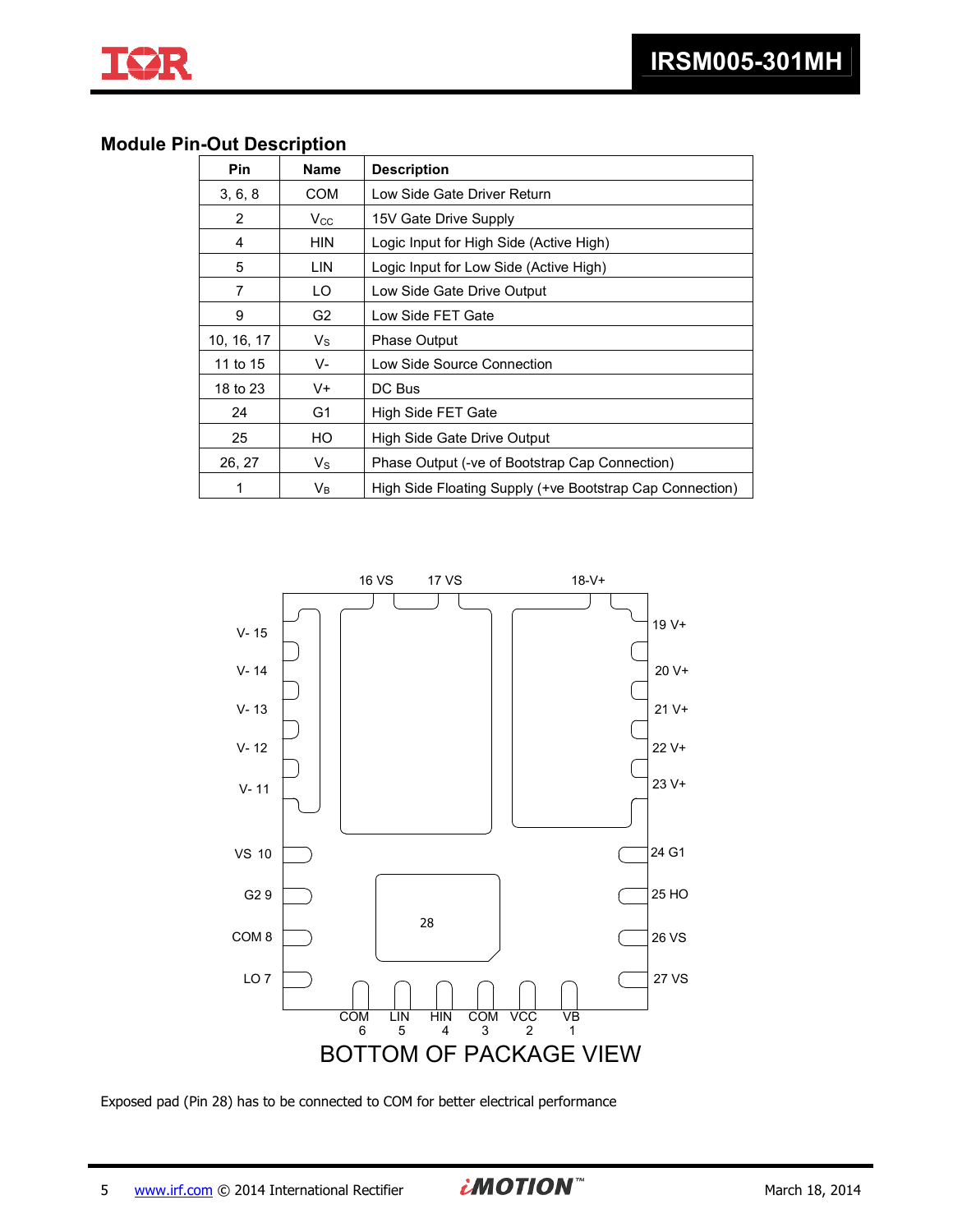## Module Pin-Out Description

| Pin | Name | Description |
|---|---|---|
| 3, 6, 8 | COM | Low Side Gate Driver Return |
| 2 | $V_{CC}$ | 15V Gate Drive Supply |
| 4 | HIN | Logic Input for High Side (Active High) |
| 5 | LIN | Logic Input for Low Side (Active High) |
| 7 | LO | Low Side Gate Drive Output |
| 9 | G2 | Low Side FET Gate |
| 10, 16, 17 | $V_S$ | Phase Output |
| 11 to 15 | V- | Low Side Source Connection |
| 18 to 23 | V+ | DC Bus |
| 24 | G1 | High Side FET Gate |
| 25 | HO | High Side Gate Drive Output |
| 26, 27 | $V_S$ | Phase Output (-ve of Bootstrap Cap Connection) |
| 1 | $V_B$ | High Side Floating Supply (+ve Bootstrap Cap Connection) |

16 VS 17 VS 18-V+

V- 15, V- 14, V- 13, V- 12, V- 11, VS 10, G2 9, COM 8, LO 7

19 V+, 20 V+, 21 V+, 22 V+, 23 V+, 24 G1, 25 HO, 26 VS, 27 VS

28

COM 6, LIN 5, HIN 4, COM 3, VCC 2, VB 1

BOTTOM OF PACKAGE VIEW

Exposed pad (Pin 28) has to be connected to COM for better electrical performance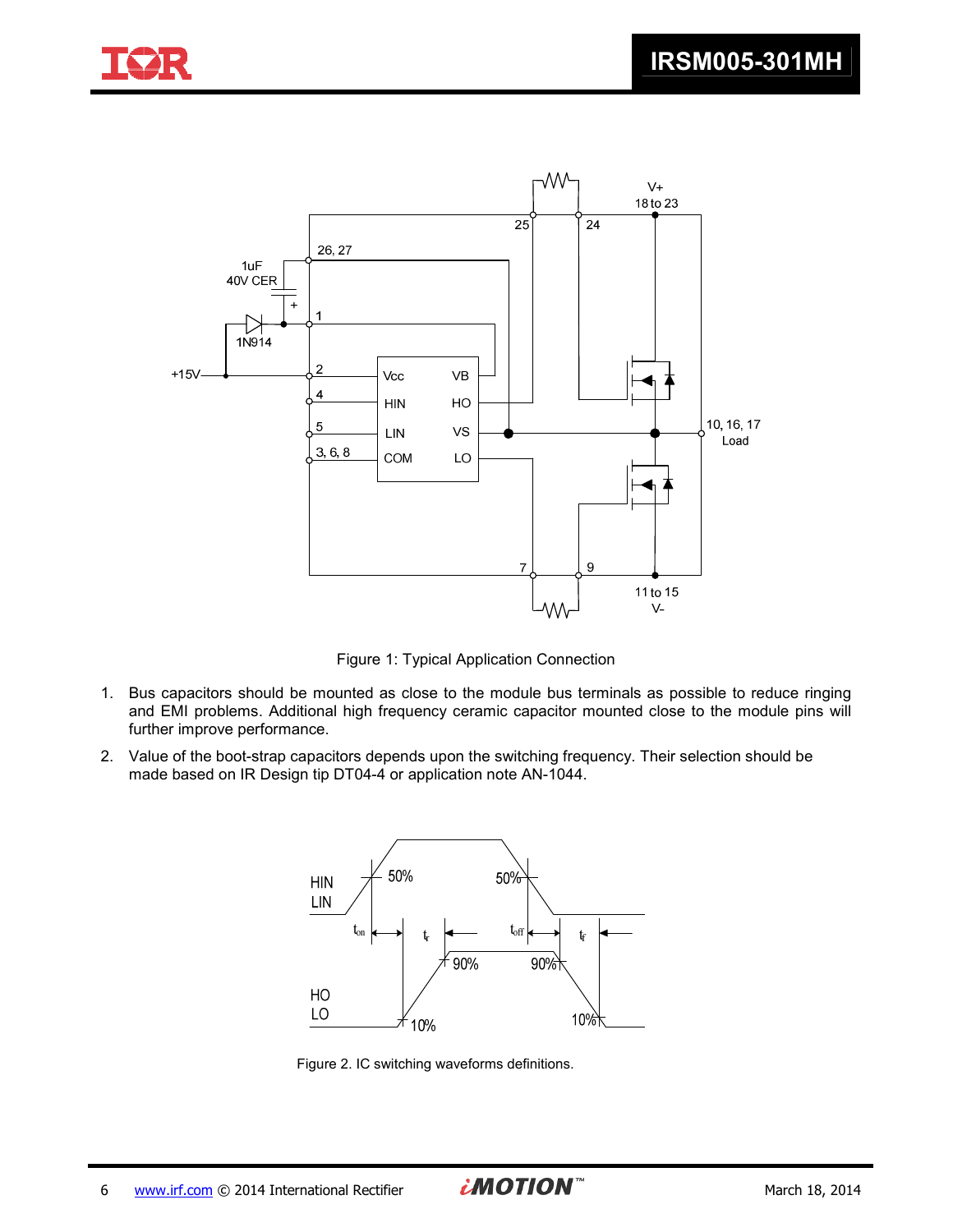Figure 1: Typical Application Connection

1. Bus capacitors should be mounted as close to the module bus terminals as possible to reduce ringing and EMI problems. Additional high frequency ceramic capacitor mounted close to the module pins will further improve performance.
2. Value of the boot-strap capacitors depends upon the switching frequency. Their selection should be made based on IR Design tip DT04-4 or application note AN-1044.

Figure 2. IC switching waveforms definitions.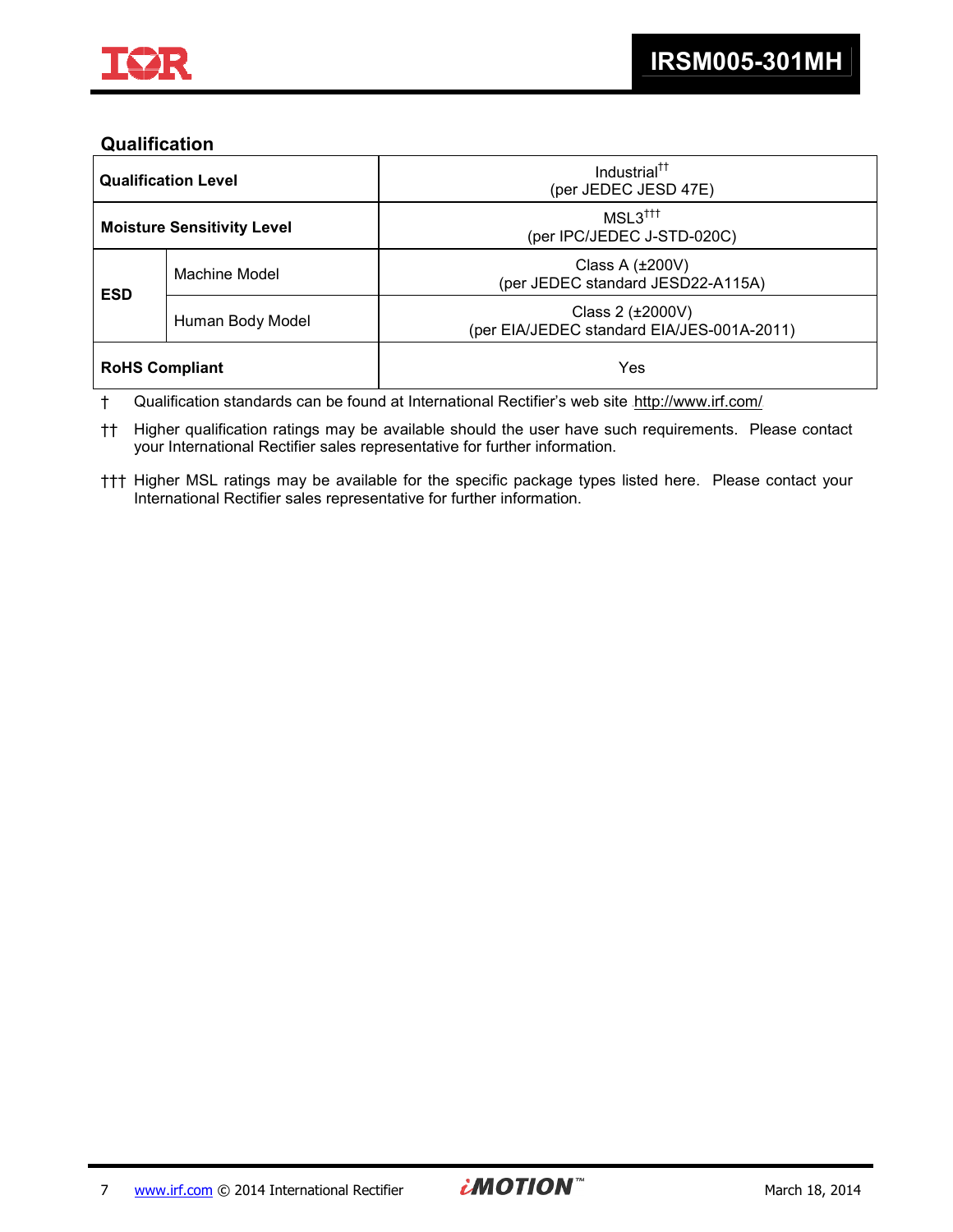## Qualification

| Qualification Level | | Industrial†† (per JEDEC JESD 47E) |
|---|---|---|
| Moisture Sensitivity Level | | MSL3††† (per IPC/JEDEC J-STD-020C) |
| ESD | Machine Model | Class A (±200V) (per JEDEC standard JESD22-A115A) |
| | Human Body Model | Class 2 (±2000V) (per EIA/JEDEC standard EIA/JES-001A-2011) |
| RoHS Compliant | | Yes |

† Qualification standards can be found at International Rectifier's web site http://www.irf.com/

†† Higher qualification ratings may be available should the user have such requirements. Please contact your International Rectifier sales representative for further information.

††† Higher MSL ratings may be available for the specific package types listed here. Please contact your International Rectifier sales representative for further information.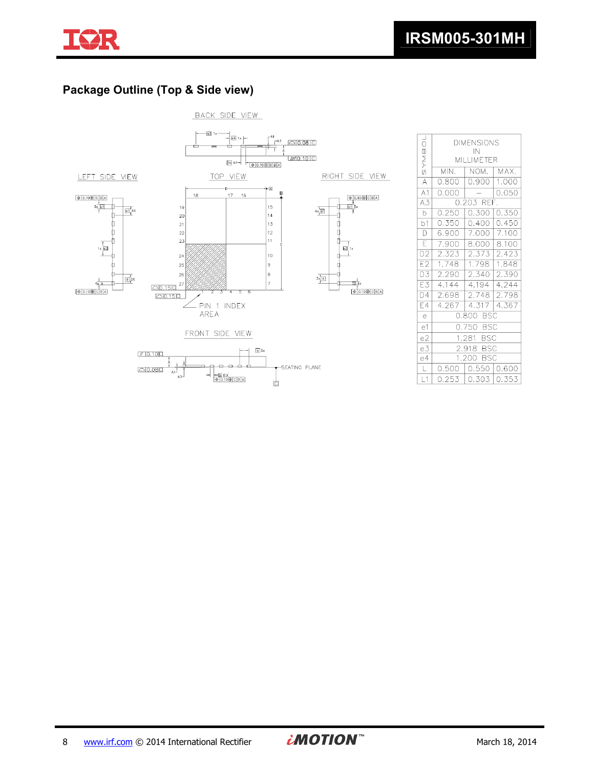## Package Outline (Top & Side view)

BACK SIDE VIEW

LEFT SIDE VIEW

TOP VIEW

RIGHT SIDE VIEW

PIN 1 INDEX AREA

FRONT SIDE VIEW

SEATING PLANE

| SYMBOL | DIMENSIONS IN MILLIMETER | | |
|---|---|---|---|
| | MIN. | NOM. | MAX. |
| A | 0.800 | 0.900 | 1.000 |
| A1 | 0.000 | – | 0.050 |
| A3 | 0.203 REF. | | |
| b | 0.250 | 0.300 | 0.350 |
| b1 | 0.350 | 0.400 | 0.450 |
| D | 6.900 | 7.000 | 7.100 |
| E | 7.900 | 8.000 | 8.100 |
| D2 | 2.323 | 2.373 | 2.423 |
| E2 | 1.748 | 1.798 | 1.848 |
| D3 | 2.290 | 2.340 | 2.390 |
| E3 | 4.144 | 4.194 | 4.244 |
| D4 | 2.698 | 2.748 | 2.798 |
| E4 | 4.267 | 4.317 | 4.367 |
| e | 0.800 BSC | | |
| e1 | 0.750 BSC | | |
| e2 | 1.281 BSC | | |
| e3 | 2.918 BSC | | |
| e4 | 1.200 BSC | | |
| L | 0.500 | 0.550 | 0.600 |
| L1 | 0.253 | 0.303 | 0.353 |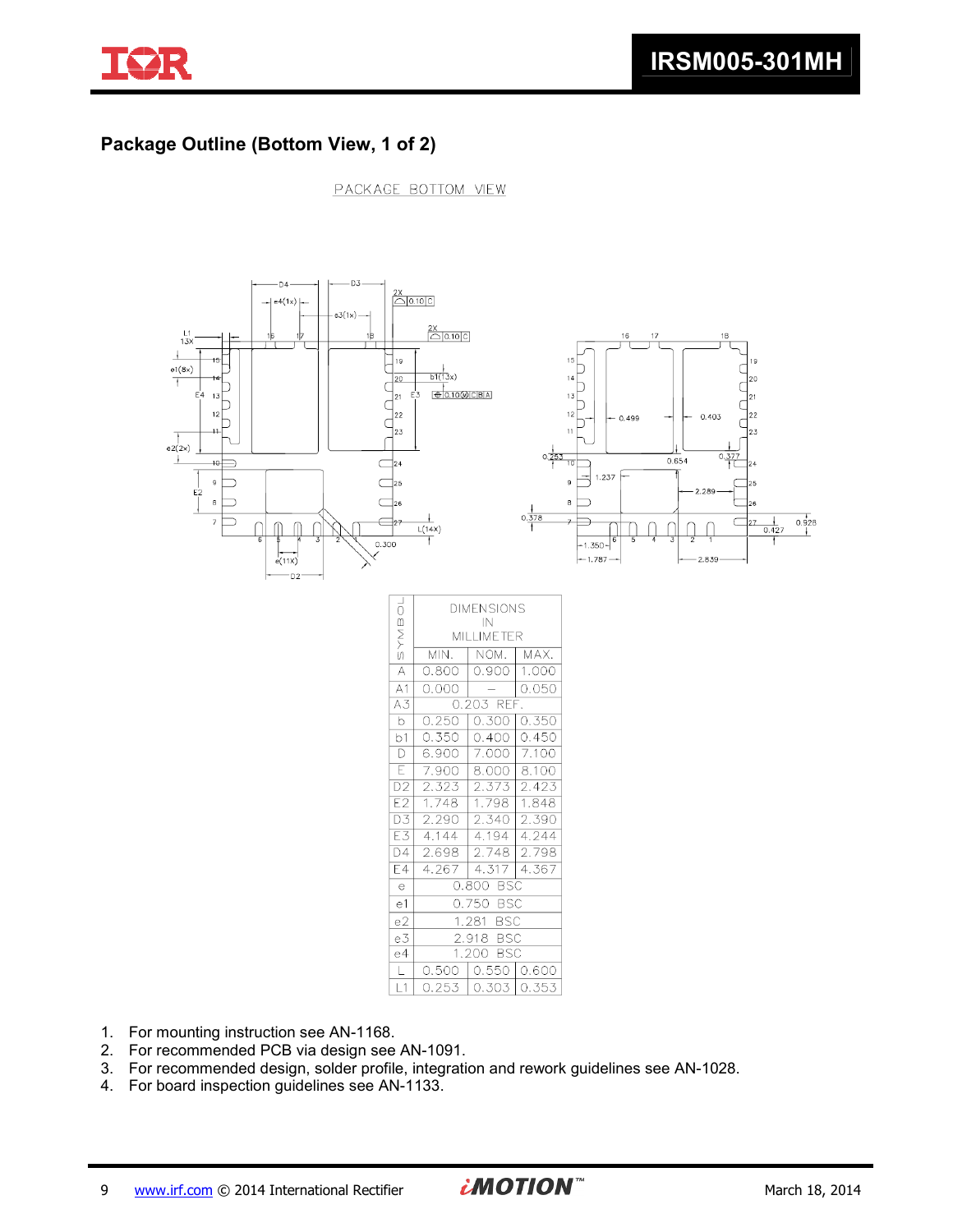## Package Outline (Bottom View, 1 of 2)

PACKAGE BOTTOM VIEW

| SYMBOL | DIMENSIONS IN MILLIMETER | | |
|---|---|---|---|
| | MIN. | NOM. | MAX. |
| A | 0.800 | 0.900 | 1.000 |
| A1 | 0.000 | – | 0.050 |
| A3 | 0.203 REF. | | |
| b | 0.250 | 0.300 | 0.350 |
| b1 | 0.350 | 0.400 | 0.450 |
| D | 6.900 | 7.000 | 7.100 |
| E | 7.900 | 8.000 | 8.100 |
| D2 | 2.323 | 2.373 | 2.423 |
| E2 | 1.748 | 1.798 | 1.848 |
| D3 | 2.290 | 2.340 | 2.390 |
| E3 | 4.144 | 4.194 | 4.244 |
| D4 | 2.698 | 2.748 | 2.798 |
| E4 | 4.267 | 4.317 | 4.367 |
| e | 0.800 BSC | | |
| e1 | 0.750 BSC | | |
| e2 | 1.281 BSC | | |
| e3 | 2.918 BSC | | |
| e4 | 1.200 BSC | | |
| L | 0.500 | 0.550 | 0.600 |
| L1 | 0.253 | 0.303 | 0.353 |

1. For mounting instruction see AN-1168.
2. For recommended PCB via design see AN-1091.
3. For recommended design, solder profile, integration and rework guidelines see AN-1028.
4. For board inspection guidelines see AN-1133.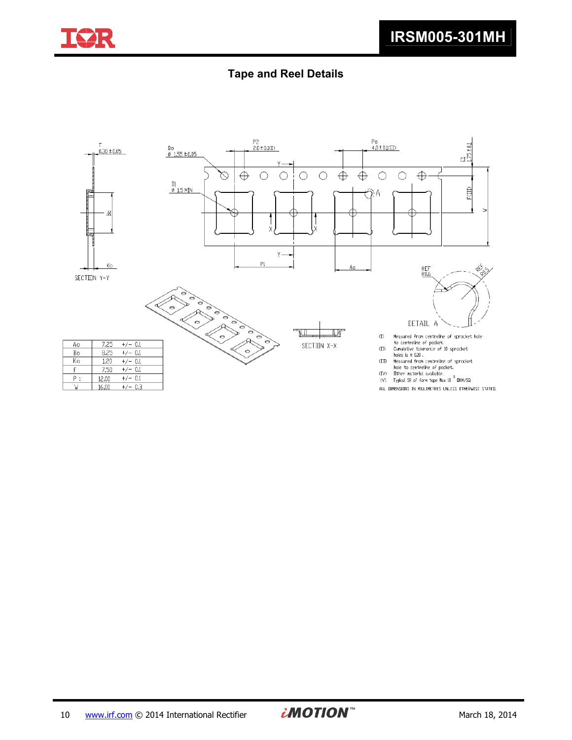## Tape and Reel Details

| Ao | 7.25 | +/- 0.1 |
|---|---|---|
| Bo | 8.25 | +/- 0.1 |
| Ko | 1.20 | +/- 0.1 |
| F | 7.50 | +/- 0.1 |
| P 1 | 12.00 | +/- 0.1 |
| W | 16.00 | +/- 0.3 |

(I) Measured from centreline of sprocket hole to centreline of pocket.

(II) Cumulative tolerance of 10 sprocket holes is ± 0.20 .

(III) Measured from centreline of sprocket hole to centreline of pocket.

(IV) Other material available.

(V) Typical SR of form tape Max $10^{9}$ OHM/SQ

ALL DIMENSIONS IN MILLIMETRES UNLESS OTHERWISE STATED.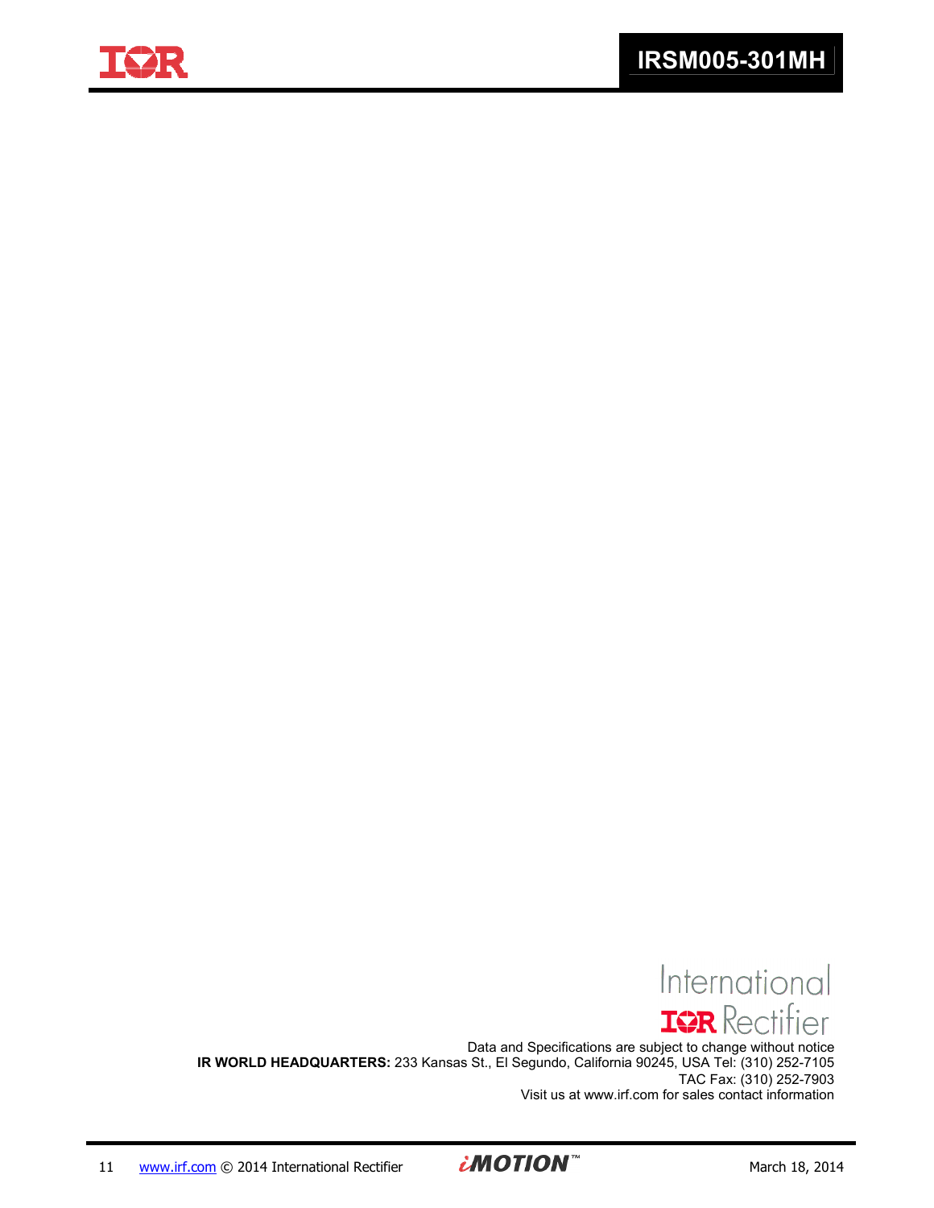International
Rectifier

Data and Specifications are subject to change without notice
**IR WORLD HEADQUARTERS:** 233 Kansas St., El Segundo, California 90245, USA Tel: (310) 252-7105
TAC Fax: (310) 252-7903
Visit us at www.irf.com for sales contact information